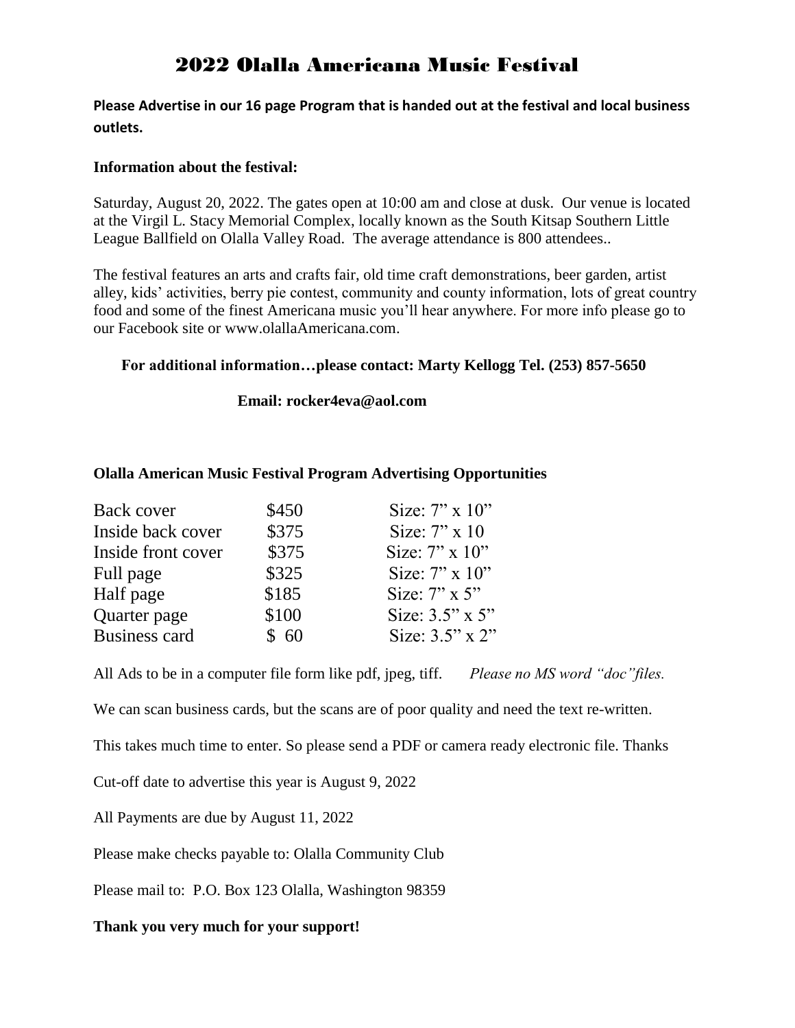# 2022 Olalla Americana Music Festival

**Please Advertise in our 16 page Program that is handed out at the festival and local business outlets.**

**Information about the festival:**

Saturday, August 20, 2022. The gates open at 10:00 am and close at dusk. Our venue is located at the Virgil L. Stacy Memorial Complex, locally known as the South Kitsap Southern Little League Ballfield on Olalla Valley Road. The average attendance is 800 attendees..

The festival features an arts and crafts fair, old time craft demonstrations, beer garden, artist alley, kids' activities, berry pie contest, community and county information, lots of great country food and some of the finest Americana music you'll hear anywhere. For more info please go to our Facebook site or www.olallaAmericana.com.

**For additional information…please contact: Marty Kellogg Tel. (253) 857-5650**

**Email: rocker4eva@aol.com**

**Olalla American Music Festival Program Advertising Opportunities**

| | | |
|---|---|---|
| Back cover | \$450 | Size: 7" x 10" |
| Inside back cover | \$375 | Size: 7" x 10 |
| Inside front cover | \$375 | Size: 7" x 10" |
| Full page | \$325 | Size: 7" x 10" |
| Half page | \$185 | Size: 7" x 5" |
| Quarter page | \$100 | Size: 3.5" x 5" |
| Business card | \$ 60 | Size: 3.5" x 2" |

All Ads to be in a computer file form like pdf, jpeg, tiff. *Please no MS word "doc"files.*

We can scan business cards, but the scans are of poor quality and need the text re-written.

This takes much time to enter. So please send a PDF or camera ready electronic file. Thanks

Cut-off date to advertise this year is August 9, 2022

All Payments are due by August 11, 2022

Please make checks payable to: Olalla Community Club

Please mail to: P.O. Box 123 Olalla, Washington 98359

**Thank you very much for your support!**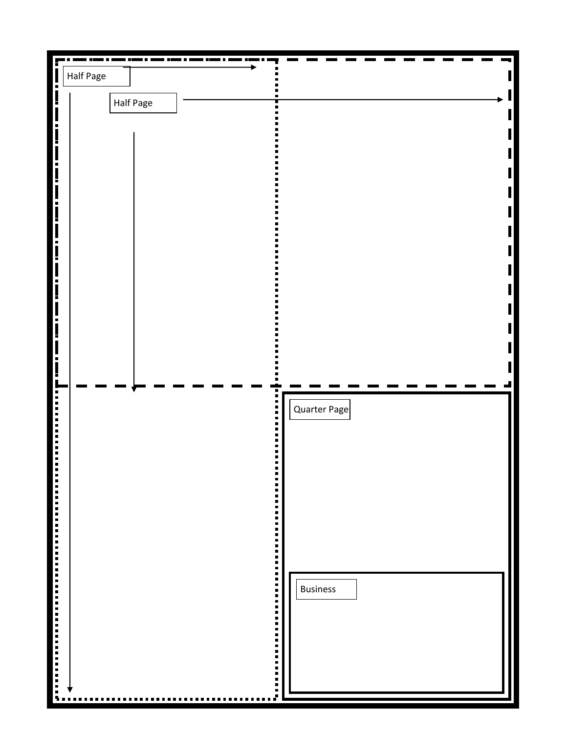Half Page

Half Page

Quarter Page

Business